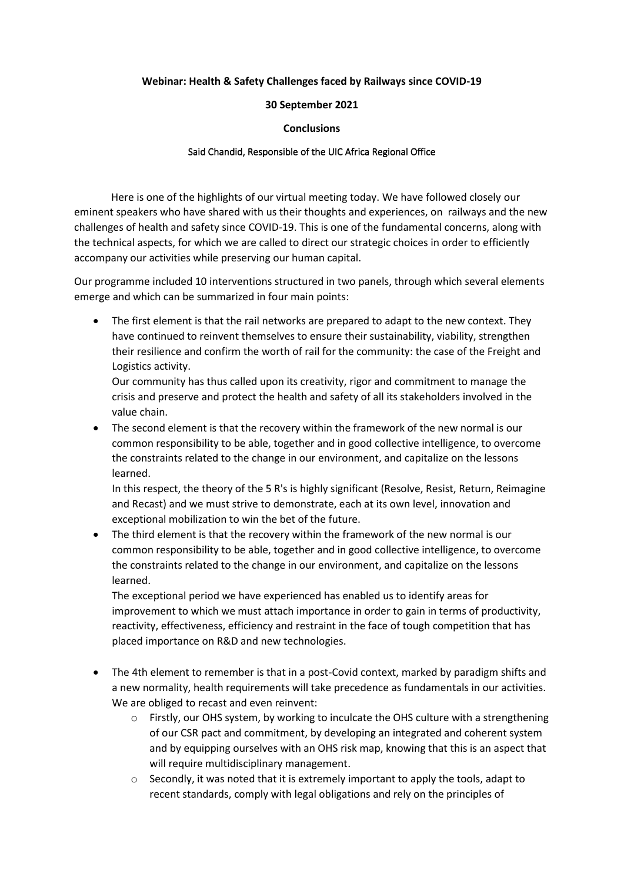**Webinar: Health & Safety Challenges faced by Railways since COVID-19**

**30 September 2021**

**Conclusions**

Said Chandid, Responsible of the UIC Africa Regional Office

Here is one of the highlights of our virtual meeting today. We have followed closely our eminent speakers who have shared with us their thoughts and experiences, on railways and the new challenges of health and safety since COVID-19. This is one of the fundamental concerns, along with the technical aspects, for which we are called to direct our strategic choices in order to efficiently accompany our activities while preserving our human capital.

Our programme included 10 interventions structured in two panels, through which several elements emerge and which can be summarized in four main points:

- The first element is that the rail networks are prepared to adapt to the new context. They have continued to reinvent themselves to ensure their sustainability, viability, strengthen their resilience and confirm the worth of rail for the community: the case of the Freight and Logistics activity.

  Our community has thus called upon its creativity, rigor and commitment to manage the crisis and preserve and protect the health and safety of all its stakeholders involved in the value chain.
- The second element is that the recovery within the framework of the new normal is our common responsibility to be able, together and in good collective intelligence, to overcome the constraints related to the change in our environment, and capitalize on the lessons learned.

  In this respect, the theory of the 5 R's is highly significant (Resolve, Resist, Return, Reimagine and Recast) and we must strive to demonstrate, each at its own level, innovation and exceptional mobilization to win the bet of the future.
- The third element is that the recovery within the framework of the new normal is our common responsibility to be able, together and in good collective intelligence, to overcome the constraints related to the change in our environment, and capitalize on the lessons learned.

  The exceptional period we have experienced has enabled us to identify areas for improvement to which we must attach importance in order to gain in terms of productivity, reactivity, effectiveness, efficiency and restraint in the face of tough competition that has placed importance on R&D and new technologies.
- The 4th element to remember is that in a post-Covid context, marked by paradigm shifts and a new normality, health requirements will take precedence as fundamentals in our activities. We are obliged to recast and even reinvent:
  - Firstly, our OHS system, by working to inculcate the OHS culture with a strengthening of our CSR pact and commitment, by developing an integrated and coherent system and by equipping ourselves with an OHS risk map, knowing that this is an aspect that will require multidisciplinary management.
  - Secondly, it was noted that it is extremely important to apply the tools, adapt to recent standards, comply with legal obligations and rely on the principles of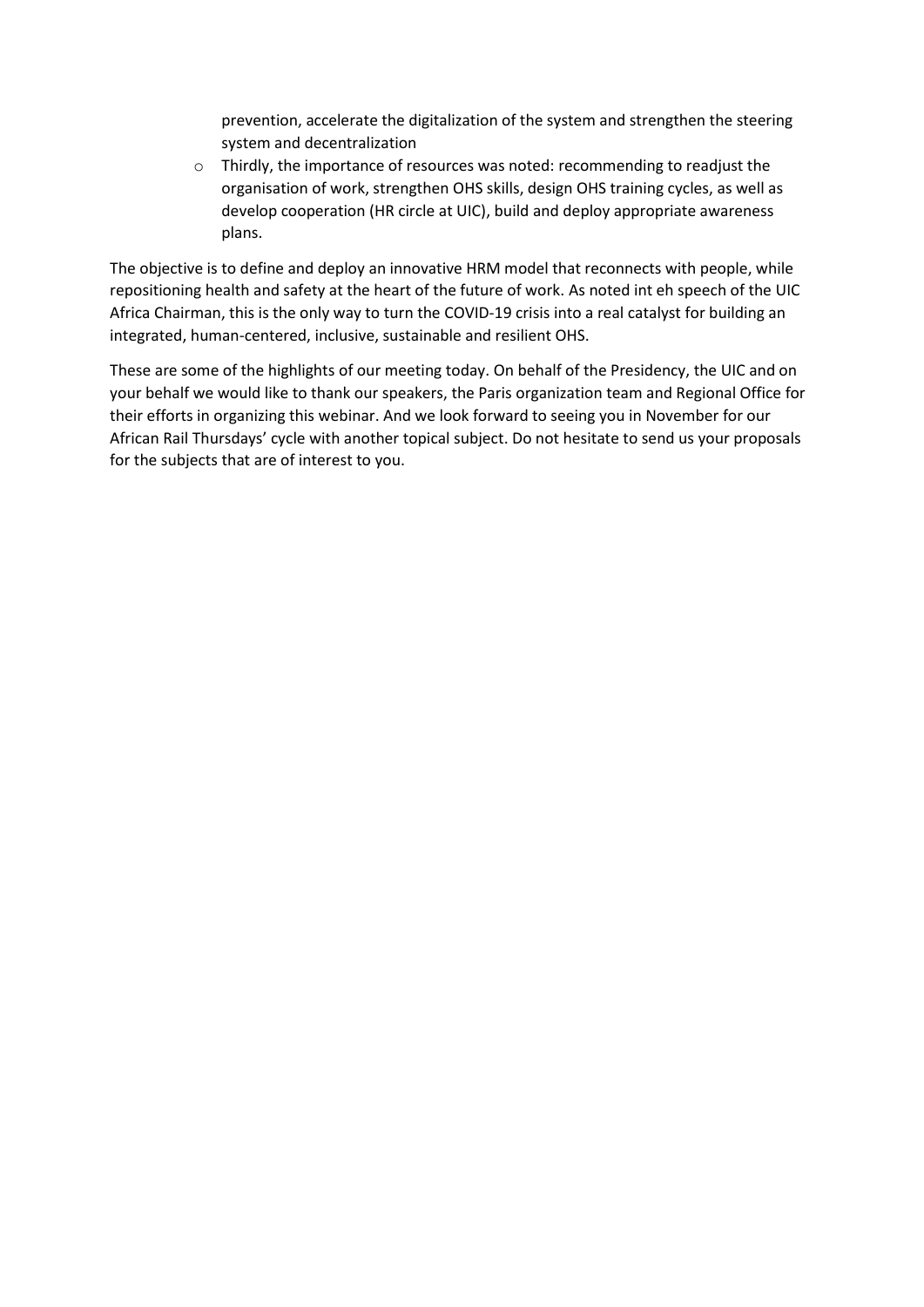prevention, accelerate the digitalization of the system and strengthen the steering system and decentralization

- Thirdly, the importance of resources was noted: recommending to readjust the organisation of work, strengthen OHS skills, design OHS training cycles, as well as develop cooperation (HR circle at UIC), build and deploy appropriate awareness plans.

The objective is to define and deploy an innovative HRM model that reconnects with people, while repositioning health and safety at the heart of the future of work. As noted int eh speech of the UIC Africa Chairman, this is the only way to turn the COVID-19 crisis into a real catalyst for building an integrated, human-centered, inclusive, sustainable and resilient OHS.

These are some of the highlights of our meeting today. On behalf of the Presidency, the UIC and on your behalf we would like to thank our speakers, the Paris organization team and Regional Office for their efforts in organizing this webinar. And we look forward to seeing you in November for our African Rail Thursdays' cycle with another topical subject. Do not hesitate to send us your proposals for the subjects that are of interest to you.